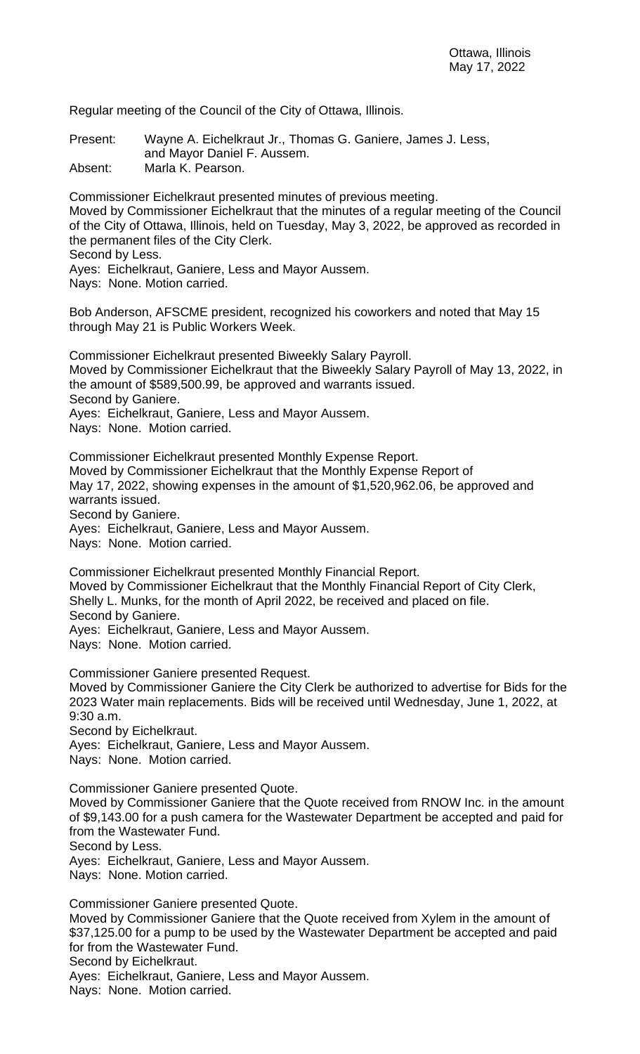Ottawa, Illinois
May 17, 2022

Regular meeting of the Council of the City of Ottawa, Illinois.

Present: Wayne A. Eichelkraut Jr., Thomas G. Ganiere, James J. Less, and Mayor Daniel F. Aussem.
Absent: Marla K. Pearson.

Commissioner Eichelkraut presented minutes of previous meeting.
Moved by Commissioner Eichelkraut that the minutes of a regular meeting of the Council of the City of Ottawa, Illinois, held on Tuesday, May 3, 2022, be approved as recorded in the permanent files of the City Clerk.
Second by Less.
Ayes: Eichelkraut, Ganiere, Less and Mayor Aussem.
Nays: None. Motion carried.

Bob Anderson, AFSCME president, recognized his coworkers and noted that May 15 through May 21 is Public Workers Week.

Commissioner Eichelkraut presented Biweekly Salary Payroll.
Moved by Commissioner Eichelkraut that the Biweekly Salary Payroll of May 13, 2022, in the amount of $589,500.99, be approved and warrants issued.
Second by Ganiere.
Ayes: Eichelkraut, Ganiere, Less and Mayor Aussem.
Nays: None. Motion carried.

Commissioner Eichelkraut presented Monthly Expense Report.
Moved by Commissioner Eichelkraut that the Monthly Expense Report of May 17, 2022, showing expenses in the amount of $1,520,962.06, be approved and warrants issued.
Second by Ganiere.
Ayes: Eichelkraut, Ganiere, Less and Mayor Aussem.
Nays: None. Motion carried.

Commissioner Eichelkraut presented Monthly Financial Report.
Moved by Commissioner Eichelkraut that the Monthly Financial Report of City Clerk, Shelly L. Munks, for the month of April 2022, be received and placed on file.
Second by Ganiere.
Ayes: Eichelkraut, Ganiere, Less and Mayor Aussem.
Nays: None. Motion carried.

Commissioner Ganiere presented Request.
Moved by Commissioner Ganiere the City Clerk be authorized to advertise for Bids for the 2023 Water main replacements. Bids will be received until Wednesday, June 1, 2022, at 9:30 a.m.
Second by Eichelkraut.
Ayes: Eichelkraut, Ganiere, Less and Mayor Aussem.
Nays: None. Motion carried.

Commissioner Ganiere presented Quote.
Moved by Commissioner Ganiere that the Quote received from RNOW Inc. in the amount of $9,143.00 for a push camera for the Wastewater Department be accepted and paid for from the Wastewater Fund.
Second by Less.
Ayes: Eichelkraut, Ganiere, Less and Mayor Aussem.
Nays: None. Motion carried.

Commissioner Ganiere presented Quote.
Moved by Commissioner Ganiere that the Quote received from Xylem in the amount of $37,125.00 for a pump to be used by the Wastewater Department be accepted and paid for from the Wastewater Fund.
Second by Eichelkraut.
Ayes: Eichelkraut, Ganiere, Less and Mayor Aussem.
Nays: None. Motion carried.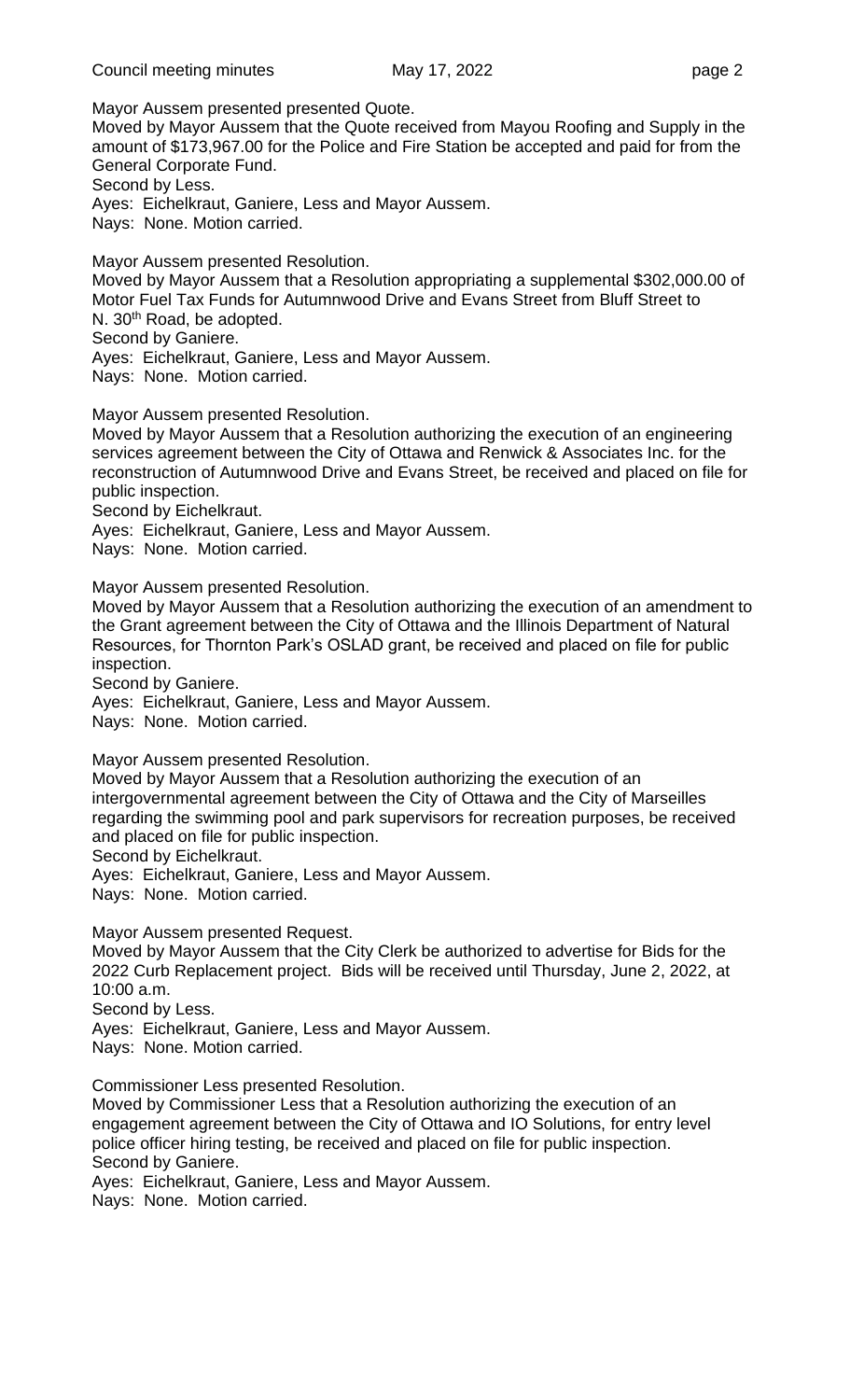Mayor Aussem presented presented Quote.

Moved by Mayor Aussem that the Quote received from Mayou Roofing and Supply in the amount of $173,967.00 for the Police and Fire Station be accepted and paid for from the General Corporate Fund.

Second by Less.

Ayes: Eichelkraut, Ganiere, Less and Mayor Aussem.

Nays: None. Motion carried.

Mayor Aussem presented Resolution.

Moved by Mayor Aussem that a Resolution appropriating a supplemental $302,000.00 of Motor Fuel Tax Funds for Autumnwood Drive and Evans Street from Bluff Street to N. 30th Road, be adopted.

Second by Ganiere.

Ayes: Eichelkraut, Ganiere, Less and Mayor Aussem.

Nays: None. Motion carried.

Mayor Aussem presented Resolution.

Moved by Mayor Aussem that a Resolution authorizing the execution of an engineering services agreement between the City of Ottawa and Renwick & Associates Inc. for the reconstruction of Autumnwood Drive and Evans Street, be received and placed on file for public inspection.

Second by Eichelkraut.

Ayes: Eichelkraut, Ganiere, Less and Mayor Aussem.

Nays: None. Motion carried.

Mayor Aussem presented Resolution.

Moved by Mayor Aussem that a Resolution authorizing the execution of an amendment to the Grant agreement between the City of Ottawa and the Illinois Department of Natural Resources, for Thornton Park's OSLAD grant, be received and placed on file for public inspection.

Second by Ganiere.

Ayes: Eichelkraut, Ganiere, Less and Mayor Aussem.

Nays: None. Motion carried.

Mayor Aussem presented Resolution.

Moved by Mayor Aussem that a Resolution authorizing the execution of an intergovernmental agreement between the City of Ottawa and the City of Marseilles regarding the swimming pool and park supervisors for recreation purposes, be received and placed on file for public inspection.

Second by Eichelkraut.

Ayes: Eichelkraut, Ganiere, Less and Mayor Aussem.

Nays: None. Motion carried.

Mayor Aussem presented Request.

Moved by Mayor Aussem that the City Clerk be authorized to advertise for Bids for the 2022 Curb Replacement project. Bids will be received until Thursday, June 2, 2022, at 10:00 a.m.

Second by Less.

Ayes: Eichelkraut, Ganiere, Less and Mayor Aussem.

Nays: None. Motion carried.

Commissioner Less presented Resolution.

Moved by Commissioner Less that a Resolution authorizing the execution of an engagement agreement between the City of Ottawa and IO Solutions, for entry level police officer hiring testing, be received and placed on file for public inspection.

Second by Ganiere.

Ayes: Eichelkraut, Ganiere, Less and Mayor Aussem.

Nays: None. Motion carried.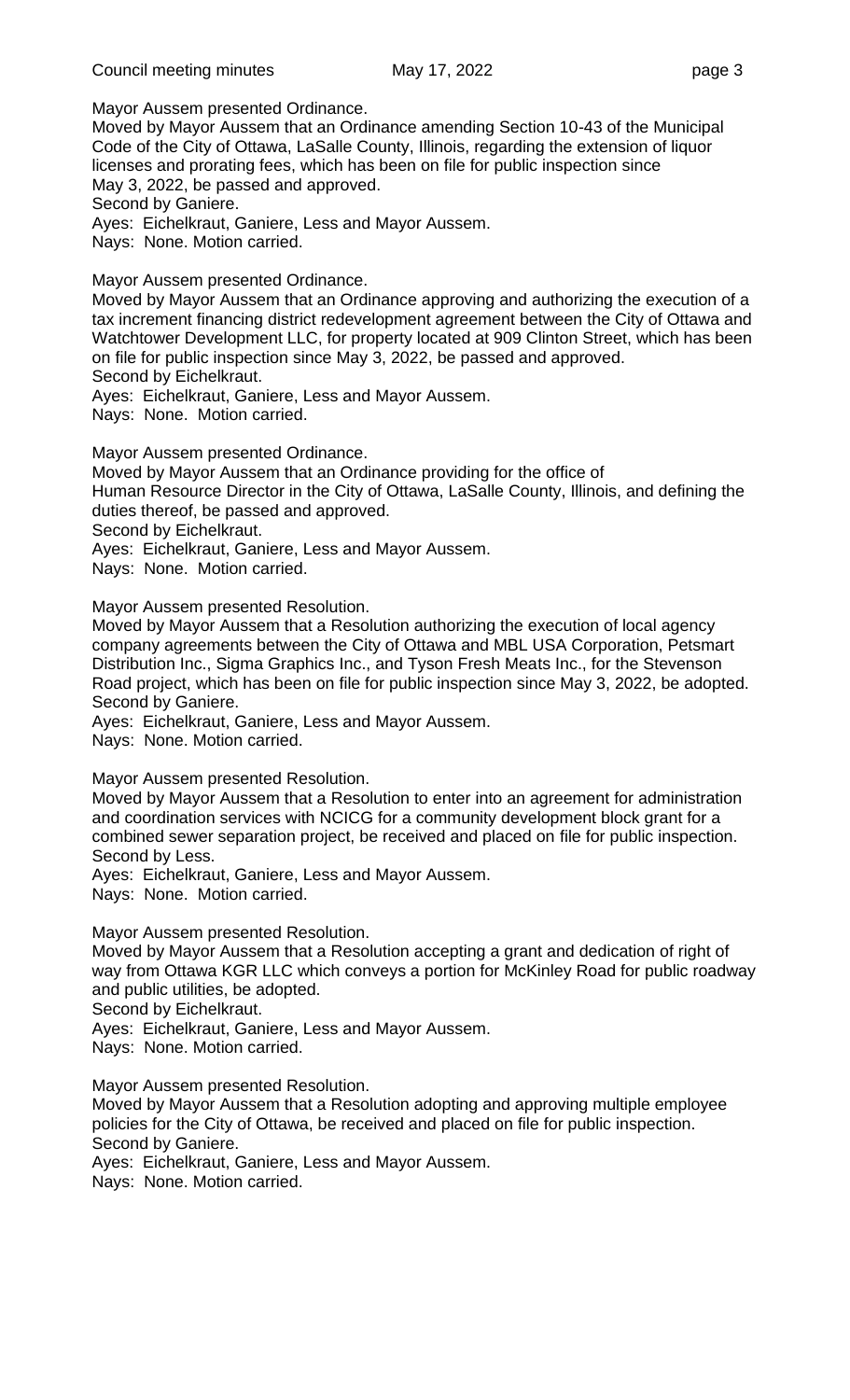Mayor Aussem presented Ordinance.
Moved by Mayor Aussem that an Ordinance amending Section 10-43 of the Municipal Code of the City of Ottawa, LaSalle County, Illinois, regarding the extension of liquor licenses and prorating fees, which has been on file for public inspection since May 3, 2022, be passed and approved.
Second by Ganiere.
Ayes: Eichelkraut, Ganiere, Less and Mayor Aussem.
Nays: None. Motion carried.

Mayor Aussem presented Ordinance.
Moved by Mayor Aussem that an Ordinance approving and authorizing the execution of a tax increment financing district redevelopment agreement between the City of Ottawa and Watchtower Development LLC, for property located at 909 Clinton Street, which has been on file for public inspection since May 3, 2022, be passed and approved.
Second by Eichelkraut.
Ayes: Eichelkraut, Ganiere, Less and Mayor Aussem.
Nays: None. Motion carried.

Mayor Aussem presented Ordinance.
Moved by Mayor Aussem that an Ordinance providing for the office of Human Resource Director in the City of Ottawa, LaSalle County, Illinois, and defining the duties thereof, be passed and approved.
Second by Eichelkraut.
Ayes: Eichelkraut, Ganiere, Less and Mayor Aussem.
Nays: None. Motion carried.

Mayor Aussem presented Resolution.
Moved by Mayor Aussem that a Resolution authorizing the execution of local agency company agreements between the City of Ottawa and MBL USA Corporation, Petsmart Distribution Inc., Sigma Graphics Inc., and Tyson Fresh Meats Inc., for the Stevenson Road project, which has been on file for public inspection since May 3, 2022, be adopted.
Second by Ganiere.
Ayes: Eichelkraut, Ganiere, Less and Mayor Aussem.
Nays: None. Motion carried.

Mayor Aussem presented Resolution.
Moved by Mayor Aussem that a Resolution to enter into an agreement for administration and coordination services with NCICG for a community development block grant for a combined sewer separation project, be received and placed on file for public inspection.
Second by Less.
Ayes: Eichelkraut, Ganiere, Less and Mayor Aussem.
Nays: None. Motion carried.

Mayor Aussem presented Resolution.
Moved by Mayor Aussem that a Resolution accepting a grant and dedication of right of way from Ottawa KGR LLC which conveys a portion for McKinley Road for public roadway and public utilities, be adopted.
Second by Eichelkraut.
Ayes: Eichelkraut, Ganiere, Less and Mayor Aussem.
Nays: None. Motion carried.

Mayor Aussem presented Resolution.
Moved by Mayor Aussem that a Resolution adopting and approving multiple employee policies for the City of Ottawa, be received and placed on file for public inspection.
Second by Ganiere.
Ayes: Eichelkraut, Ganiere, Less and Mayor Aussem.
Nays: None. Motion carried.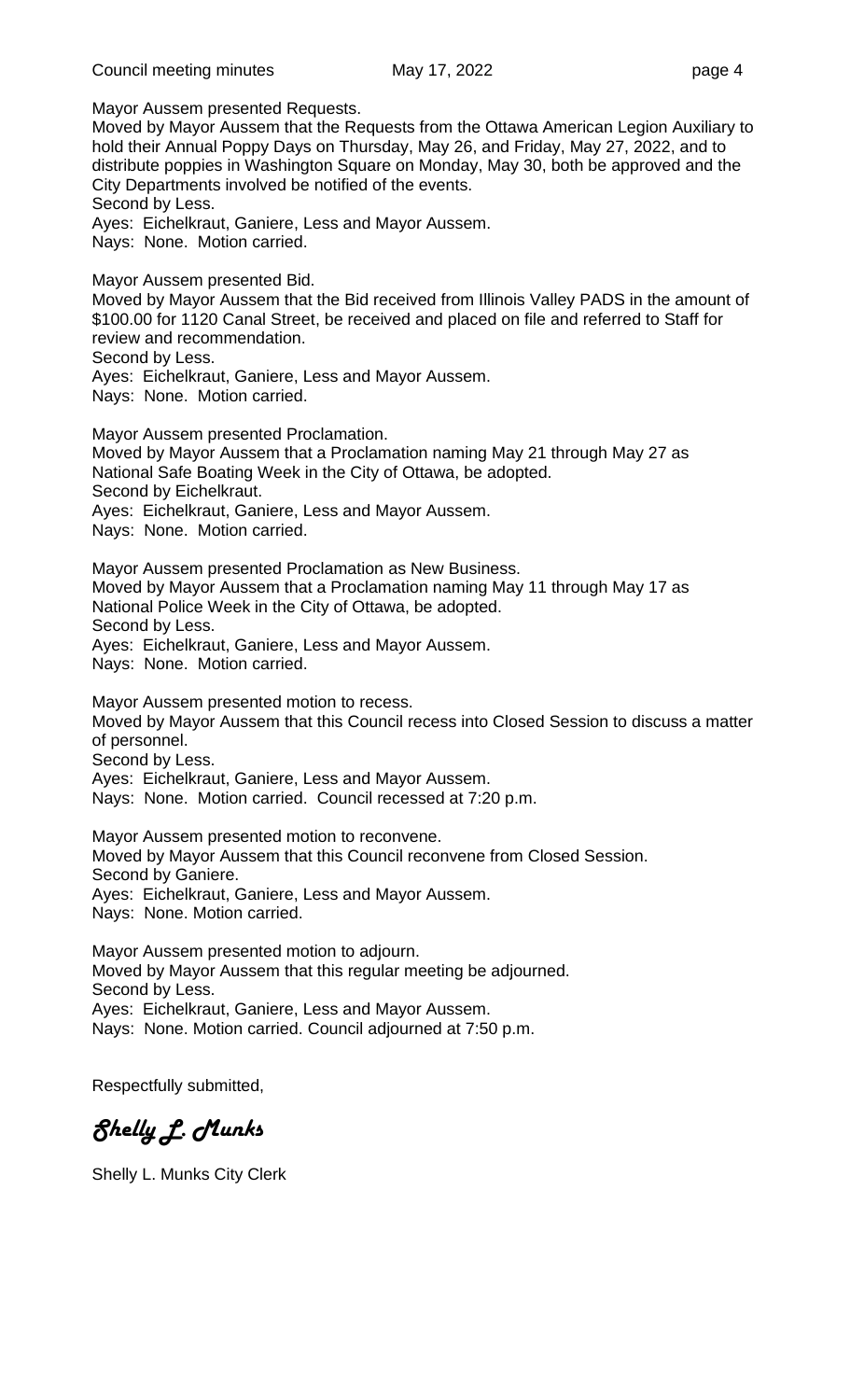Mayor Aussem presented Requests.
Moved by Mayor Aussem that the Requests from the Ottawa American Legion Auxiliary to hold their Annual Poppy Days on Thursday, May 26, and Friday, May 27, 2022, and to distribute poppies in Washington Square on Monday, May 30, both be approved and the City Departments involved be notified of the events.
Second by Less.
Ayes: Eichelkraut, Ganiere, Less and Mayor Aussem.
Nays: None. Motion carried.

Mayor Aussem presented Bid.
Moved by Mayor Aussem that the Bid received from Illinois Valley PADS in the amount of $100.00 for 1120 Canal Street, be received and placed on file and referred to Staff for review and recommendation.
Second by Less.
Ayes: Eichelkraut, Ganiere, Less and Mayor Aussem.
Nays: None. Motion carried.

Mayor Aussem presented Proclamation.
Moved by Mayor Aussem that a Proclamation naming May 21 through May 27 as National Safe Boating Week in the City of Ottawa, be adopted.
Second by Eichelkraut.
Ayes: Eichelkraut, Ganiere, Less and Mayor Aussem.
Nays: None. Motion carried.

Mayor Aussem presented Proclamation as New Business.
Moved by Mayor Aussem that a Proclamation naming May 11 through May 17 as National Police Week in the City of Ottawa, be adopted.
Second by Less.
Ayes: Eichelkraut, Ganiere, Less and Mayor Aussem.
Nays: None. Motion carried.

Mayor Aussem presented motion to recess.
Moved by Mayor Aussem that this Council recess into Closed Session to discuss a matter of personnel.
Second by Less.
Ayes: Eichelkraut, Ganiere, Less and Mayor Aussem.
Nays: None. Motion carried. Council recessed at 7:20 p.m.

Mayor Aussem presented motion to reconvene.
Moved by Mayor Aussem that this Council reconvene from Closed Session.
Second by Ganiere.
Ayes: Eichelkraut, Ganiere, Less and Mayor Aussem.
Nays: None. Motion carried.

Mayor Aussem presented motion to adjourn.
Moved by Mayor Aussem that this regular meeting be adjourned.
Second by Less.
Ayes: Eichelkraut, Ganiere, Less and Mayor Aussem.
Nays: None. Motion carried. Council adjourned at 7:50 p.m.

Respectfully submitted,

*Shelly L. Munks*

Shelly L. Munks City Clerk